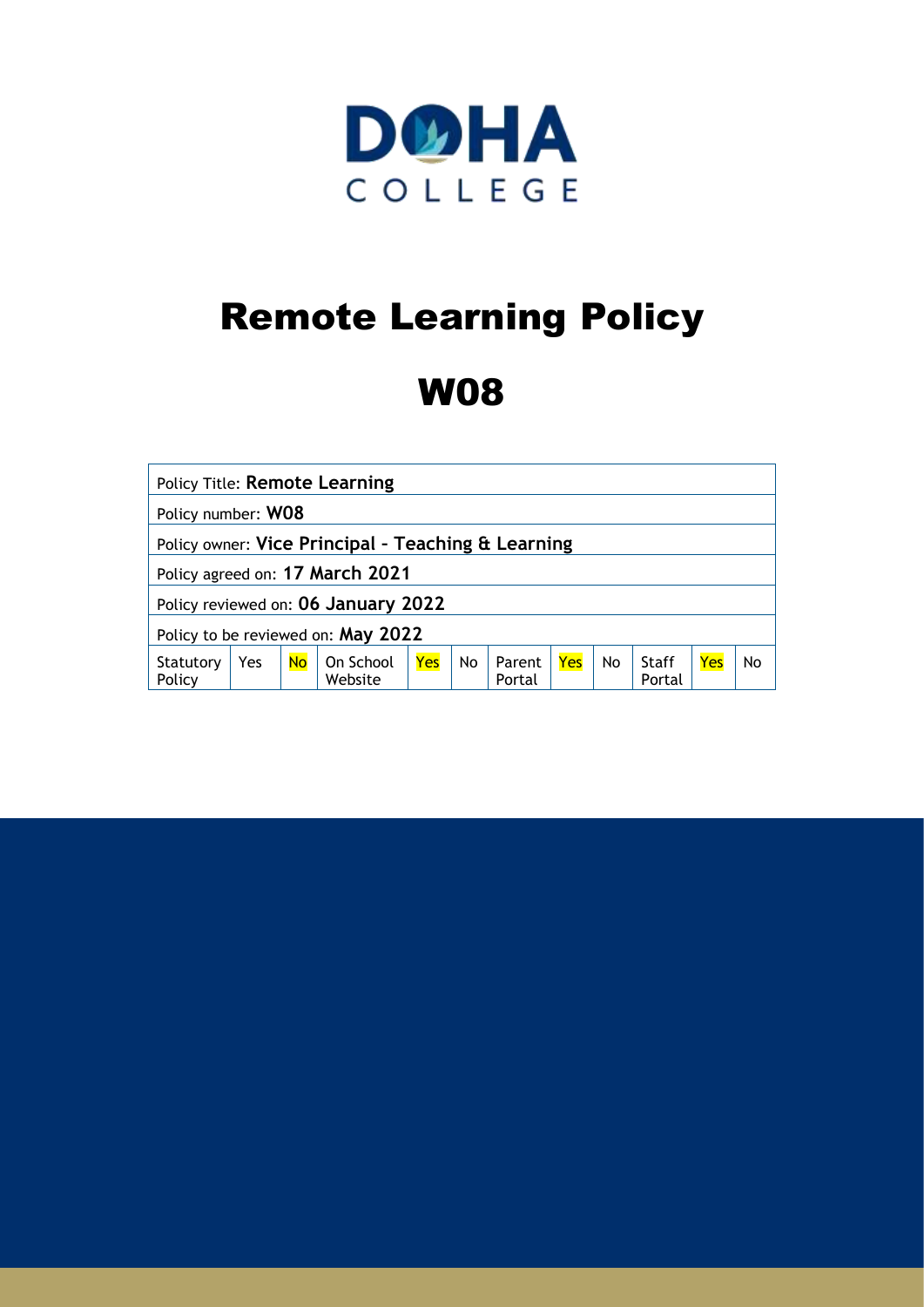DOHA COLLEGE

# Remote Learning Policy

# W08

| Policy Title: **Remote Learning** | | | | | | | | | | | |
|---|---|---|---|---|---|---|---|---|---|---|---|
| Policy number: **W08** | | | | | | | | | | | |
| Policy owner: **Vice Principal - Teaching & Learning** | | | | | | | | | | | |
| Policy agreed on: **17 March 2021** | | | | | | | | | | | |
| Policy reviewed on: **06 January 2022** | | | | | | | | | | | |
| Policy to be reviewed on: **May 2022** | | | | | | | | | | | |
| Statutory Policy | Yes | No | On School Website | Yes | No | Parent Portal | Yes | No | Staff Portal | Yes | No |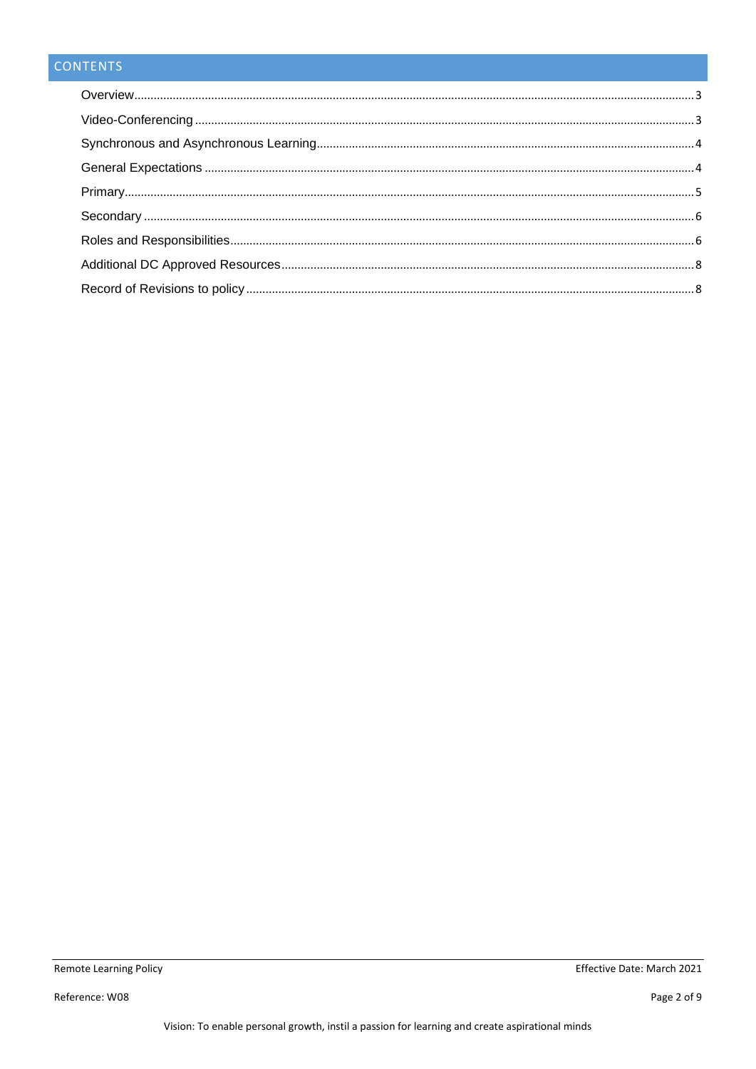# CONTENTS

- Overview ... 3
- Video-Conferencing ... 3
- Synchronous and Asynchronous Learning ... 4
- General Expectations ... 4
- Primary ... 5
- Secondary ... 6
- Roles and Responsibilities ... 6
- Additional DC Approved Resources ... 8
- Record of Revisions to policy ... 8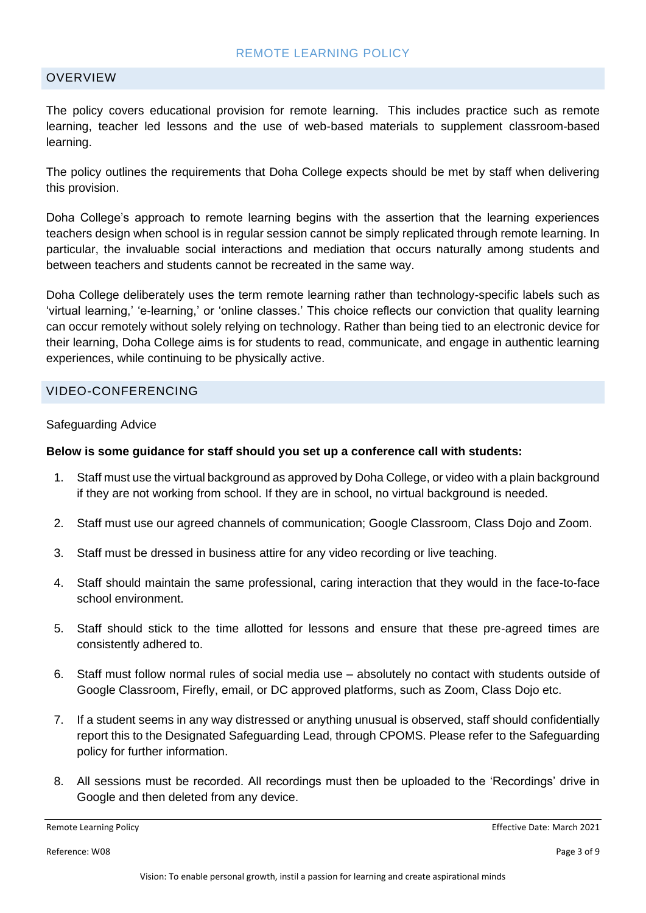## OVERVIEW

The policy covers educational provision for remote learning. This includes practice such as remote learning, teacher led lessons and the use of web-based materials to supplement classroom-based learning.

The policy outlines the requirements that Doha College expects should be met by staff when delivering this provision.

Doha College's approach to remote learning begins with the assertion that the learning experiences teachers design when school is in regular session cannot be simply replicated through remote learning. In particular, the invaluable social interactions and mediation that occurs naturally among students and between teachers and students cannot be recreated in the same way.

Doha College deliberately uses the term remote learning rather than technology-specific labels such as 'virtual learning,' 'e-learning,' or 'online classes.' This choice reflects our conviction that quality learning can occur remotely without solely relying on technology. Rather than being tied to an electronic device for their learning, Doha College aims is for students to read, communicate, and engage in authentic learning experiences, while continuing to be physically active.

## VIDEO-CONFERENCING

Safeguarding Advice

**Below is some guidance for staff should you set up a conference call with students:**

1. Staff must use the virtual background as approved by Doha College, or video with a plain background if they are not working from school. If they are in school, no virtual background is needed.
2. Staff must use our agreed channels of communication; Google Classroom, Class Dojo and Zoom.
3. Staff must be dressed in business attire for any video recording or live teaching.
4. Staff should maintain the same professional, caring interaction that they would in the face-to-face school environment.
5. Staff should stick to the time allotted for lessons and ensure that these pre-agreed times are consistently adhered to.
6. Staff must follow normal rules of social media use – absolutely no contact with students outside of Google Classroom, Firefly, email, or DC approved platforms, such as Zoom, Class Dojo etc.
7. If a student seems in any way distressed or anything unusual is observed, staff should confidentially report this to the Designated Safeguarding Lead, through CPOMS. Please refer to the Safeguarding policy for further information.
8. All sessions must be recorded. All recordings must then be uploaded to the 'Recordings' drive in Google and then deleted from any device.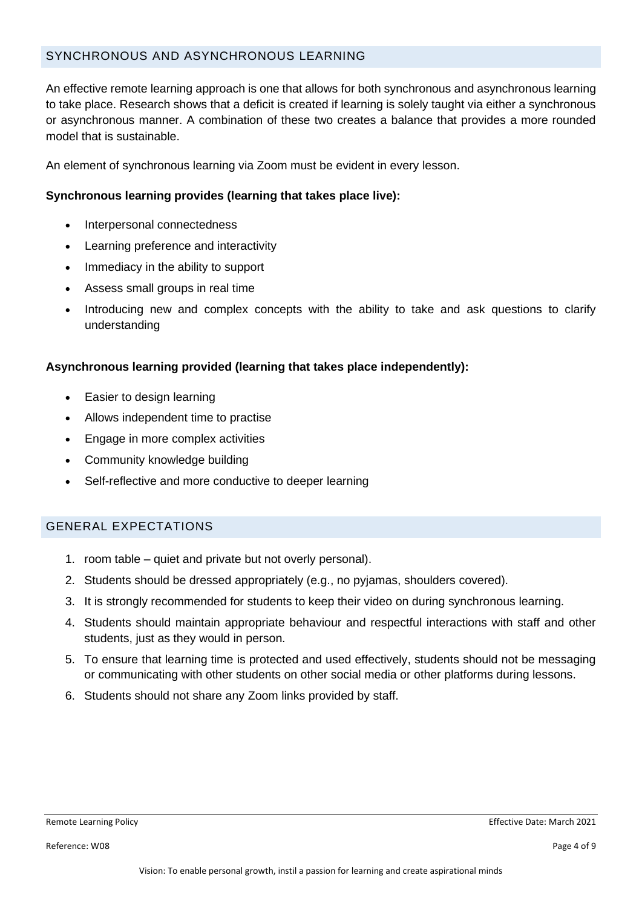## SYNCHRONOUS AND ASYNCHRONOUS LEARNING

An effective remote learning approach is one that allows for both synchronous and asynchronous learning to take place. Research shows that a deficit is created if learning is solely taught via either a synchronous or asynchronous manner. A combination of these two creates a balance that provides a more rounded model that is sustainable.

An element of synchronous learning via Zoom must be evident in every lesson.

**Synchronous learning provides (learning that takes place live):**

- Interpersonal connectedness
- Learning preference and interactivity
- Immediacy in the ability to support
- Assess small groups in real time
- Introducing new and complex concepts with the ability to take and ask questions to clarify understanding

**Asynchronous learning provided (learning that takes place independently):**

- Easier to design learning
- Allows independent time to practise
- Engage in more complex activities
- Community knowledge building
- Self-reflective and more conductive to deeper learning

## GENERAL EXPECTATIONS

1. room table – quiet and private but not overly personal).
2. Students should be dressed appropriately (e.g., no pyjamas, shoulders covered).
3. It is strongly recommended for students to keep their video on during synchronous learning.
4. Students should maintain appropriate behaviour and respectful interactions with staff and other students, just as they would in person.
5. To ensure that learning time is protected and used effectively, students should not be messaging or communicating with other students on other social media or other platforms during lessons.
6. Students should not share any Zoom links provided by staff.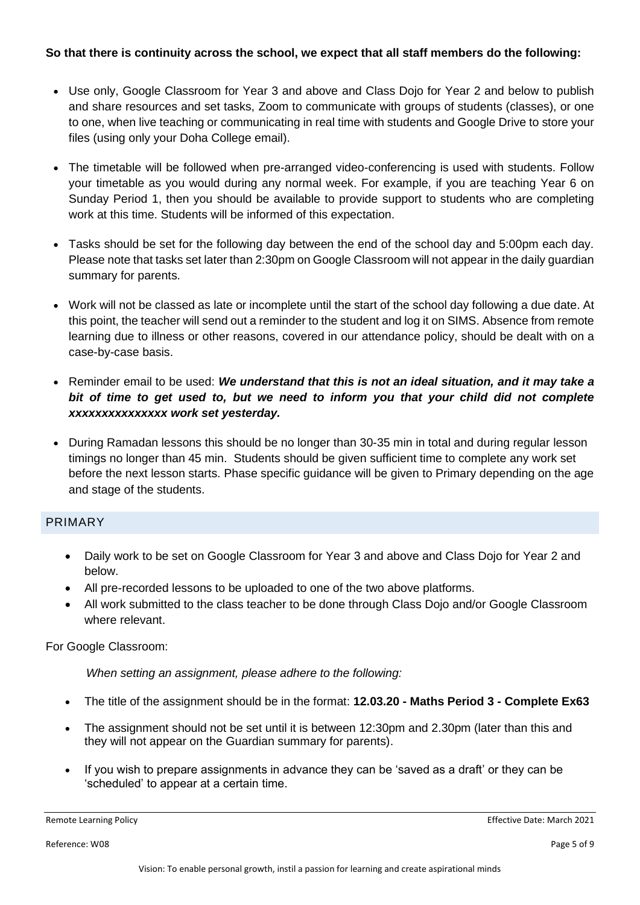**So that there is continuity across the school, we expect that all staff members do the following:**

- Use only, Google Classroom for Year 3 and above and Class Dojo for Year 2 and below to publish and share resources and set tasks, Zoom to communicate with groups of students (classes), or one to one, when live teaching or communicating in real time with students and Google Drive to store your files (using only your Doha College email).
- The timetable will be followed when pre-arranged video-conferencing is used with students. Follow your timetable as you would during any normal week. For example, if you are teaching Year 6 on Sunday Period 1, then you should be available to provide support to students who are completing work at this time. Students will be informed of this expectation.
- Tasks should be set for the following day between the end of the school day and 5:00pm each day. Please note that tasks set later than 2:30pm on Google Classroom will not appear in the daily guardian summary for parents.
- Work will not be classed as late or incomplete until the start of the school day following a due date. At this point, the teacher will send out a reminder to the student and log it on SIMS. Absence from remote learning due to illness or other reasons, covered in our attendance policy, should be dealt with on a case-by-case basis.
- Reminder email to be used: ***We understand that this is not an ideal situation, and it may take a bit of time to get used to, but we need to inform you that your child did not complete xxxxxxxxxxxxxxx work set yesterday.***
- During Ramadan lessons this should be no longer than 30-35 min in total and during regular lesson timings no longer than 45 min. Students should be given sufficient time to complete any work set before the next lesson starts. Phase specific guidance will be given to Primary depending on the age and stage of the students.

## PRIMARY

- Daily work to be set on Google Classroom for Year 3 and above and Class Dojo for Year 2 and below.
- All pre-recorded lessons to be uploaded to one of the two above platforms.
- All work submitted to the class teacher to be done through Class Dojo and/or Google Classroom where relevant.

For Google Classroom:

*When setting an assignment, please adhere to the following:*

- The title of the assignment should be in the format: **12.03.20 - Maths Period 3 - Complete Ex63**
- The assignment should not be set until it is between 12:30pm and 2.30pm (later than this and they will not appear on the Guardian summary for parents).
- If you wish to prepare assignments in advance they can be 'saved as a draft' or they can be 'scheduled' to appear at a certain time.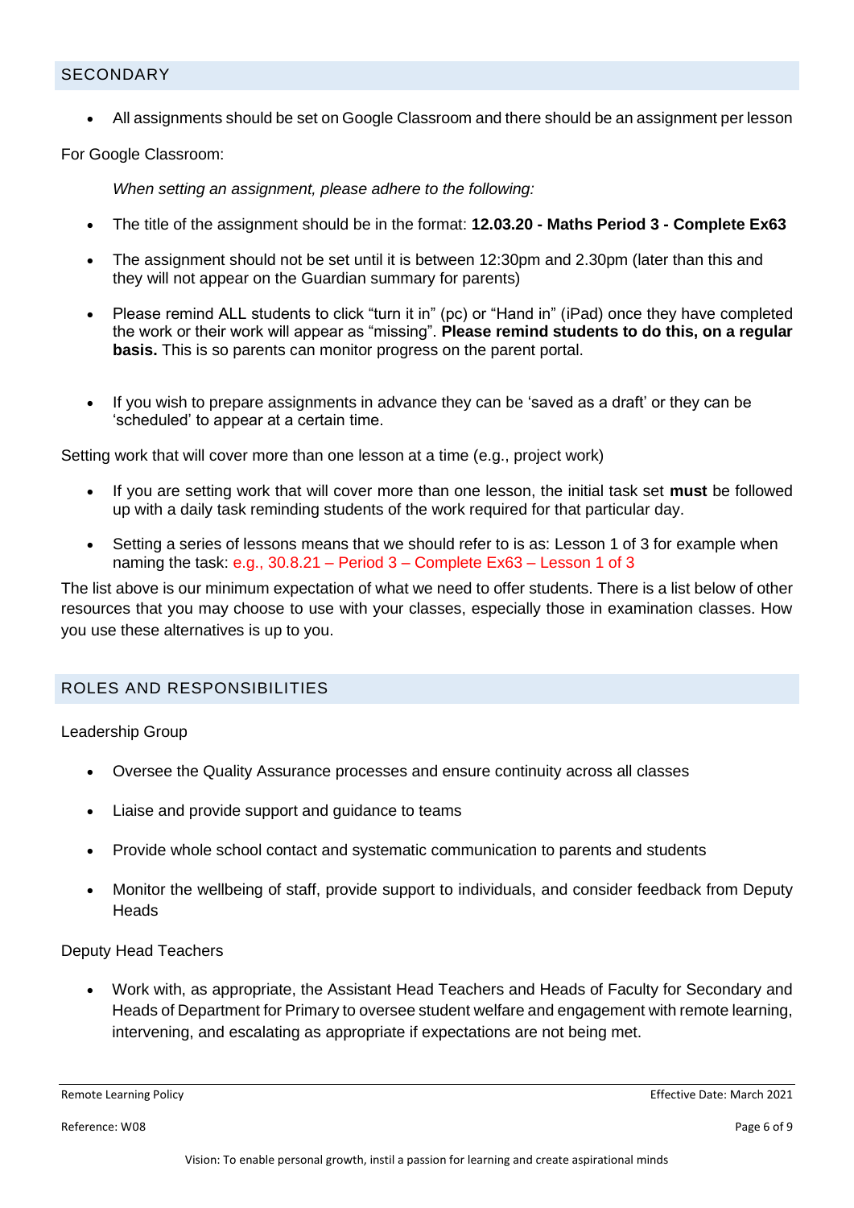## SECONDARY

- All assignments should be set on Google Classroom and there should be an assignment per lesson

For Google Classroom:

*When setting an assignment, please adhere to the following:*

- The title of the assignment should be in the format: **12.03.20 - Maths Period 3 - Complete Ex63**
- The assignment should not be set until it is between 12:30pm and 2.30pm (later than this and they will not appear on the Guardian summary for parents)
- Please remind ALL students to click "turn it in" (pc) or "Hand in" (iPad) once they have completed the work or their work will appear as "missing". **Please remind students to do this, on a regular basis.** This is so parents can monitor progress on the parent portal.
- If you wish to prepare assignments in advance they can be 'saved as a draft' or they can be 'scheduled' to appear at a certain time.

Setting work that will cover more than one lesson at a time (e.g., project work)

- If you are setting work that will cover more than one lesson, the initial task set **must** be followed up with a daily task reminding students of the work required for that particular day.
- Setting a series of lessons means that we should refer to is as: Lesson 1 of 3 for example when naming the task: e.g., 30.8.21 – Period 3 – Complete Ex63 – Lesson 1 of 3

The list above is our minimum expectation of what we need to offer students. There is a list below of other resources that you may choose to use with your classes, especially those in examination classes. How you use these alternatives is up to you.

## ROLES AND RESPONSIBILITIES

Leadership Group

- Oversee the Quality Assurance processes and ensure continuity across all classes
- Liaise and provide support and guidance to teams
- Provide whole school contact and systematic communication to parents and students
- Monitor the wellbeing of staff, provide support to individuals, and consider feedback from Deputy Heads

Deputy Head Teachers

- Work with, as appropriate, the Assistant Head Teachers and Heads of Faculty for Secondary and Heads of Department for Primary to oversee student welfare and engagement with remote learning, intervening, and escalating as appropriate if expectations are not being met.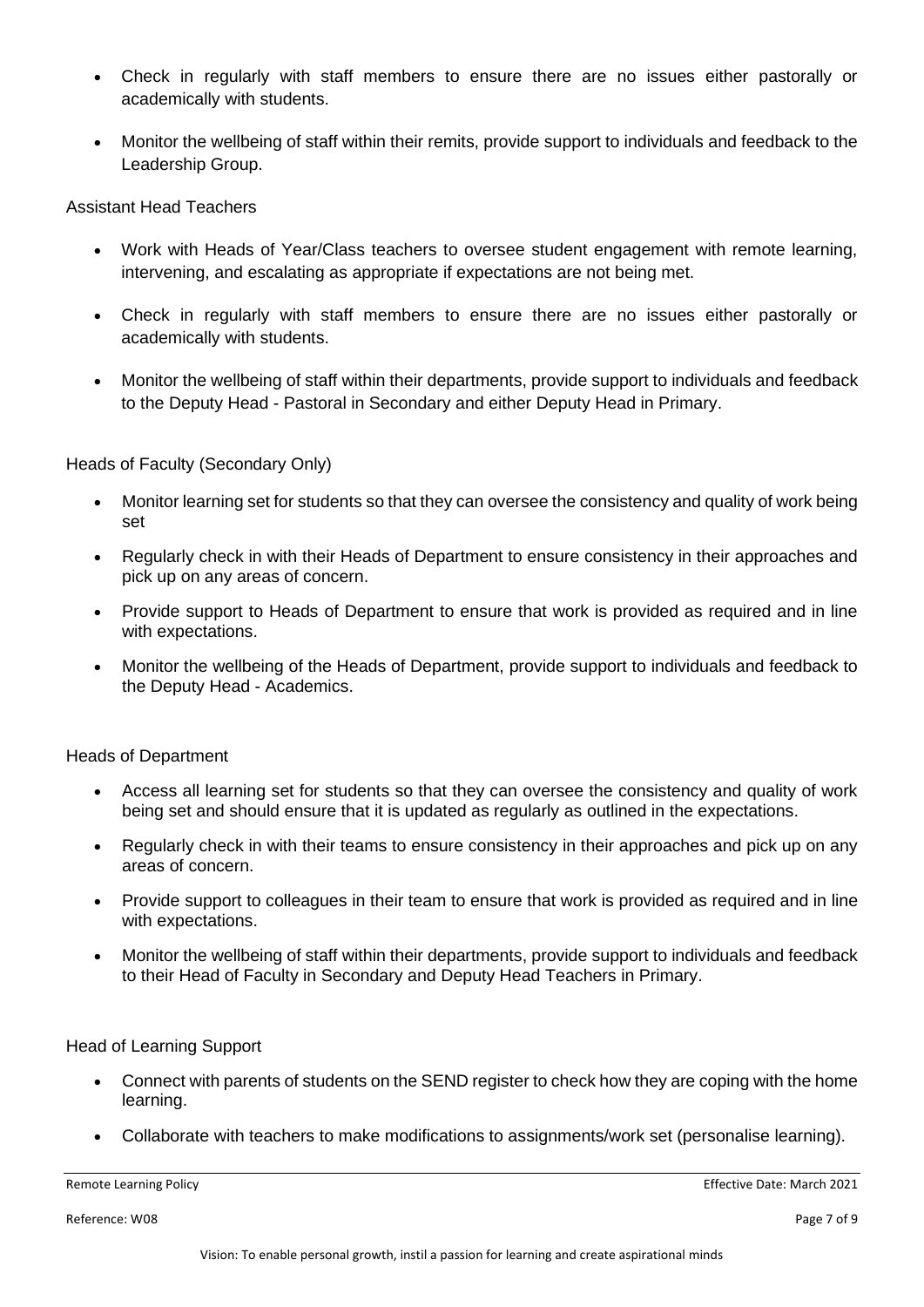- Check in regularly with staff members to ensure there are no issues either pastorally or academically with students.

- Monitor the wellbeing of staff within their remits, provide support to individuals and feedback to the Leadership Group.

Assistant Head Teachers

- Work with Heads of Year/Class teachers to oversee student engagement with remote learning, intervening, and escalating as appropriate if expectations are not being met.

- Check in regularly with staff members to ensure there are no issues either pastorally or academically with students.

- Monitor the wellbeing of staff within their departments, provide support to individuals and feedback to the Deputy Head - Pastoral in Secondary and either Deputy Head in Primary.

Heads of Faculty (Secondary Only)

- Monitor learning set for students so that they can oversee the consistency and quality of work being set

- Regularly check in with their Heads of Department to ensure consistency in their approaches and pick up on any areas of concern.

- Provide support to Heads of Department to ensure that work is provided as required and in line with expectations.

- Monitor the wellbeing of the Heads of Department, provide support to individuals and feedback to the Deputy Head - Academics.

Heads of Department

- Access all learning set for students so that they can oversee the consistency and quality of work being set and should ensure that it is updated as regularly as outlined in the expectations.

- Regularly check in with their teams to ensure consistency in their approaches and pick up on any areas of concern.

- Provide support to colleagues in their team to ensure that work is provided as required and in line with expectations.

- Monitor the wellbeing of staff within their departments, provide support to individuals and feedback to their Head of Faculty in Secondary and Deputy Head Teachers in Primary.

Head of Learning Support

- Connect with parents of students on the SEND register to check how they are coping with the home learning.

- Collaborate with teachers to make modifications to assignments/work set (personalise learning).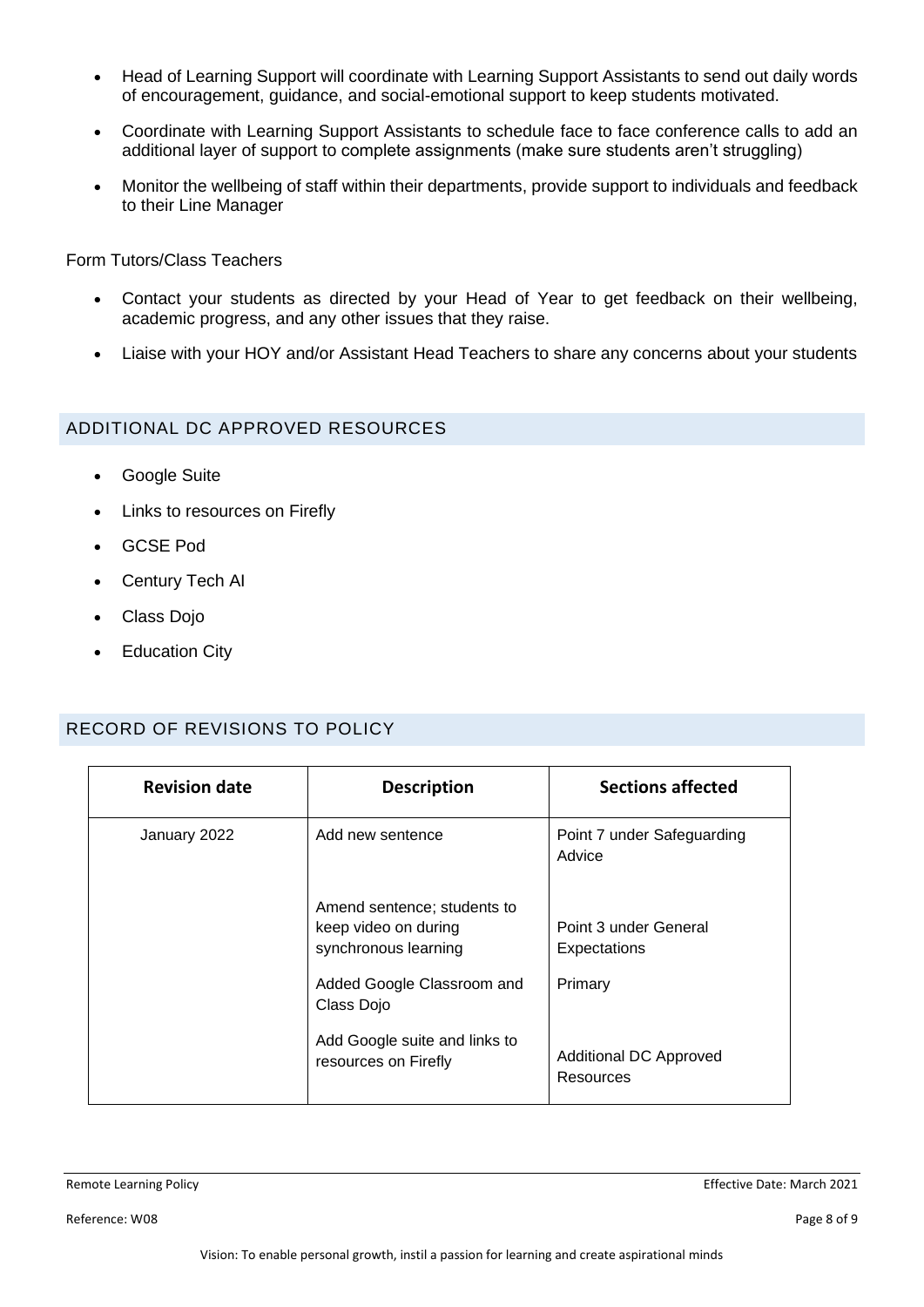- Head of Learning Support will coordinate with Learning Support Assistants to send out daily words of encouragement, guidance, and social-emotional support to keep students motivated.
- Coordinate with Learning Support Assistants to schedule face to face conference calls to add an additional layer of support to complete assignments (make sure students aren't struggling)
- Monitor the wellbeing of staff within their departments, provide support to individuals and feedback to their Line Manager

Form Tutors/Class Teachers

- Contact your students as directed by your Head of Year to get feedback on their wellbeing, academic progress, and any other issues that they raise.
- Liaise with your HOY and/or Assistant Head Teachers to share any concerns about your students

## ADDITIONAL DC APPROVED RESOURCES

- Google Suite
- Links to resources on Firefly
- GCSE Pod
- Century Tech AI
- Class Dojo
- Education City

## RECORD OF REVISIONS TO POLICY

| Revision date | Description | Sections affected |
|---|---|---|
| January 2022 | Add new sentence | Point 7 under Safeguarding Advice |
| | Amend sentence; students to keep video on during synchronous learning | Point 3 under General Expectations |
| | Added Google Classroom and Class Dojo | Primary |
| | Add Google suite and links to resources on Firefly | Additional DC Approved Resources |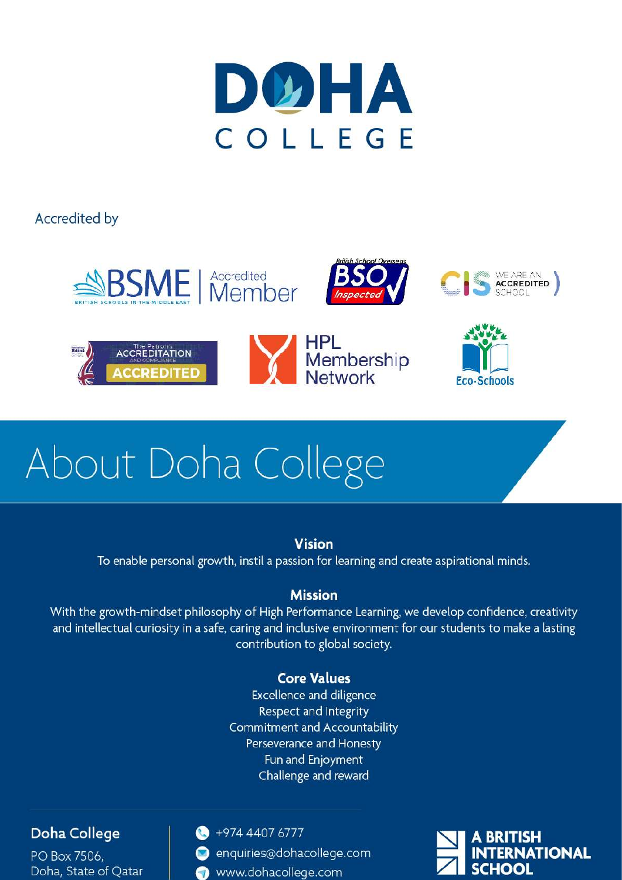# DOHA COLLEGE

Accredited by

BSME Accredited Member

BSO Inspected

CIS We are an accredited school

The Patron's Accreditation and Compliance ACCREDITED

HPL Membership Network

Eco-Schools

## About Doha College

### Vision

To enable personal growth, instil a passion for learning and create aspirational minds.

### Mission

With the growth-mindset philosophy of High Performance Learning, we develop confidence, creativity and intellectual curiosity in a safe, caring and inclusive environment for our students to make a lasting contribution to global society.

### Core Values

Excellence and diligence
Respect and Integrity
Commitment and Accountability
Perseverance and Honesty
Fun and Enjoyment
Challenge and reward

**Doha College**

PO Box 7506,
Doha, State of Qatar

+974 4407 6777
enquiries@dohacollege.com
www.dohacollege.com

A BRITISH INTERNATIONAL SCHOOL